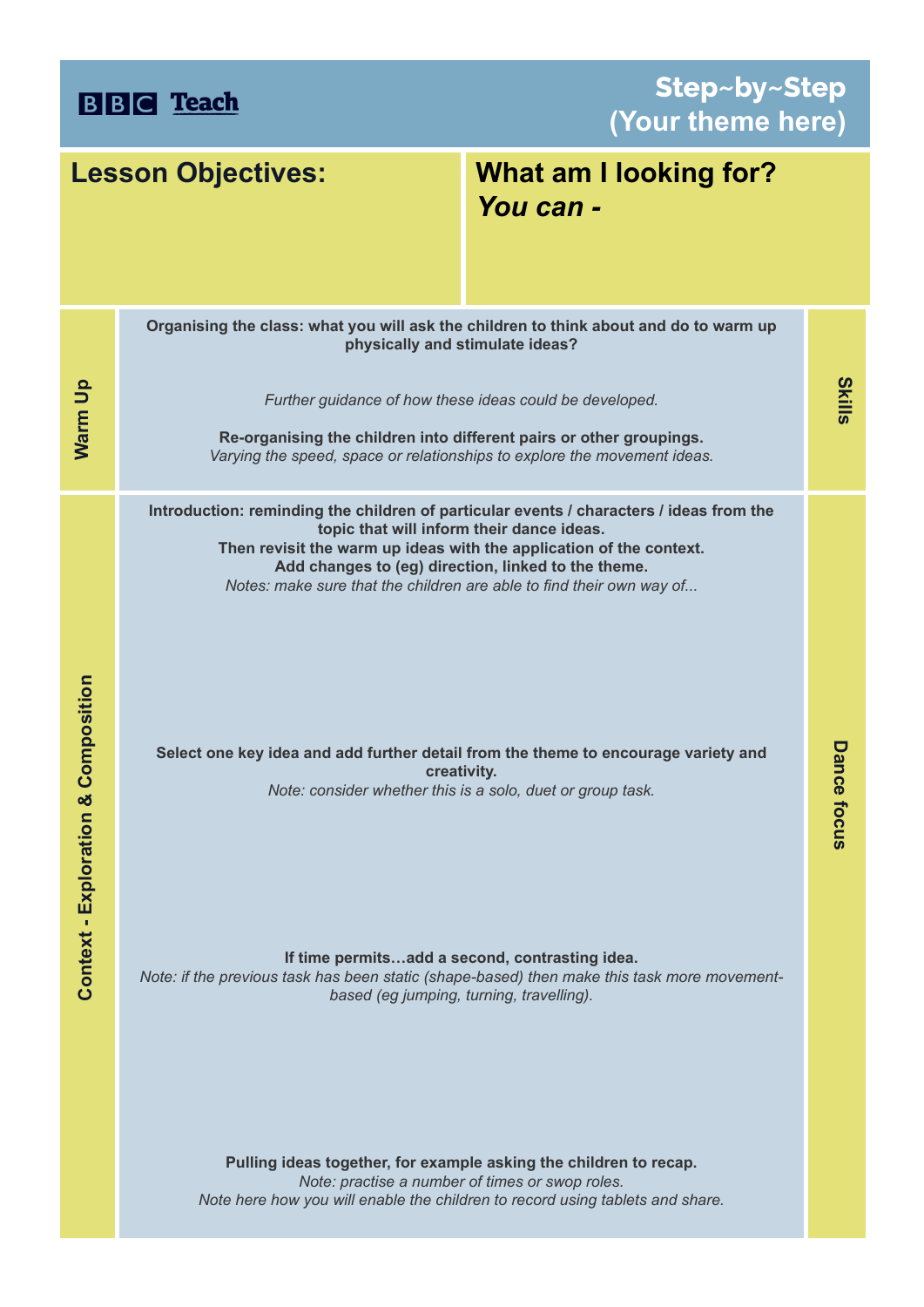BBC Teach

# Step~by~Step (Your theme here)

## Lesson Objectives:

## What am I looking for? *You can -*

### Warm Up

**Organising the class: what you will ask the children to think about and do to warm up physically and stimulate ideas?**

*Further guidance of how these ideas could be developed.*

**Re-organising the children into different pairs or other groupings.**
*Varying the speed, space or relationships to explore the movement ideas.*

**Skills**

### Context - Exploration & Composition

**Introduction: reminding the children of particular events / characters / ideas from the topic that will inform their dance ideas.**
**Then revisit the warm up ideas with the application of the context.**
**Add changes to (eg) direction, linked to the theme.**
*Notes: make sure that the children are able to find their own way of...*

**Select one key idea and add further detail from the theme to encourage variety and creativity.**
*Note: consider whether this is a solo, duet or group task.*

**If time permits…add a second, contrasting idea.**
*Note: if the previous task has been static (shape-based) then make this task more movement-based (eg jumping, turning, travelling).*

**Pulling ideas together, for example asking the children to recap.**
*Note: practise a number of times or swop roles.*
*Note here how you will enable the children to record using tablets and share.*

**Dance focus**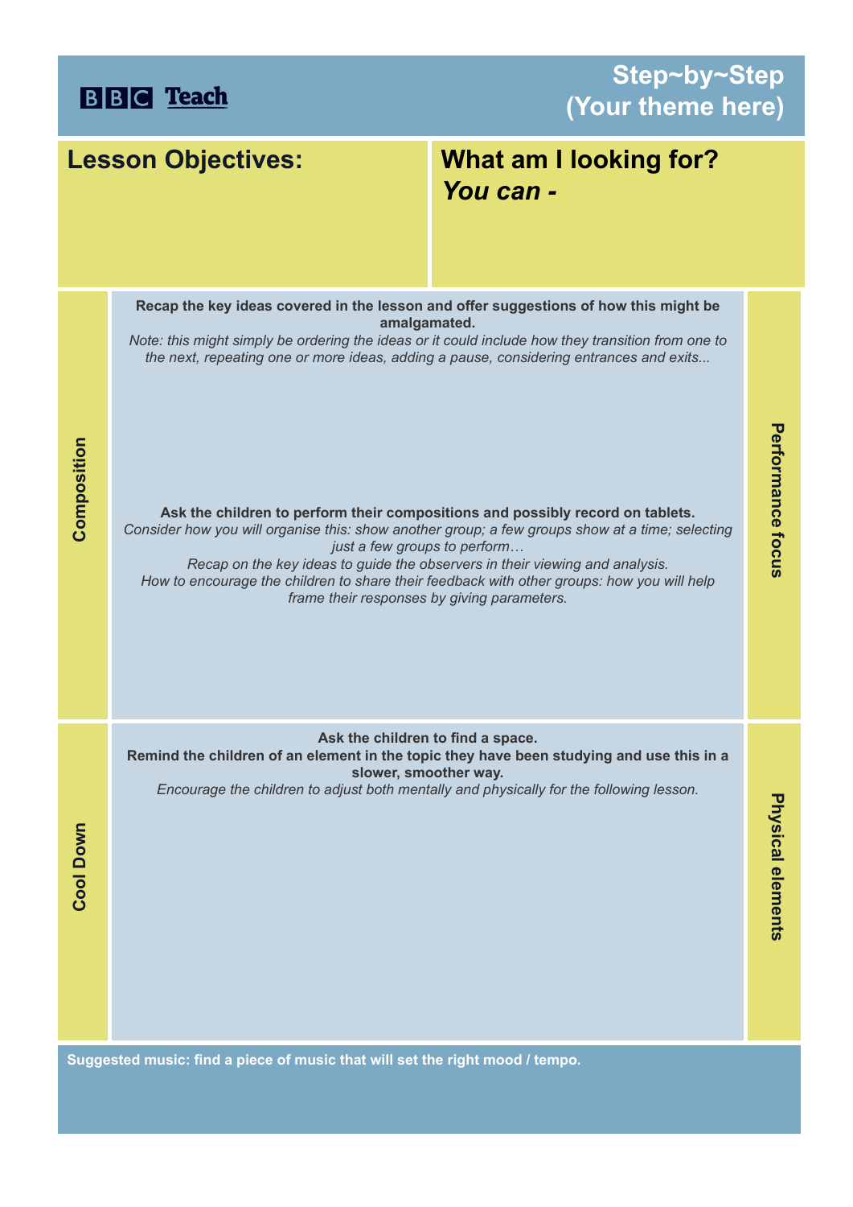**BBC Teach**

## Step~by~Step (Your theme here)

| Lesson Objectives: | What am I looking for? *You can -* |
| --- | --- |
| | |

### Composition

**Recap the key ideas covered in the lesson and offer suggestions of how this might be amalgamated.**

*Note: this might simply be ordering the ideas or it could include how they transition from one to the next, repeating one or more ideas, adding a pause, considering entrances and exits...*

### Performance focus

**Ask the children to perform their compositions and possibly record on tablets.**

*Consider how you will organise this: show another group; a few groups show at a time; selecting just a few groups to perform…*

*Recap on the key ideas to guide the observers in their viewing and analysis.*

*How to encourage the children to share their feedback with other groups: how you will help frame their responses by giving parameters.*

### Cool Down

**Ask the children to find a space.**

**Remind the children of an element in the topic they have been studying and use this in a slower, smoother way.**

*Encourage the children to adjust both mentally and physically for the following lesson.*

### Physical elements

**Suggested music: find a piece of music that will set the right mood / tempo.**